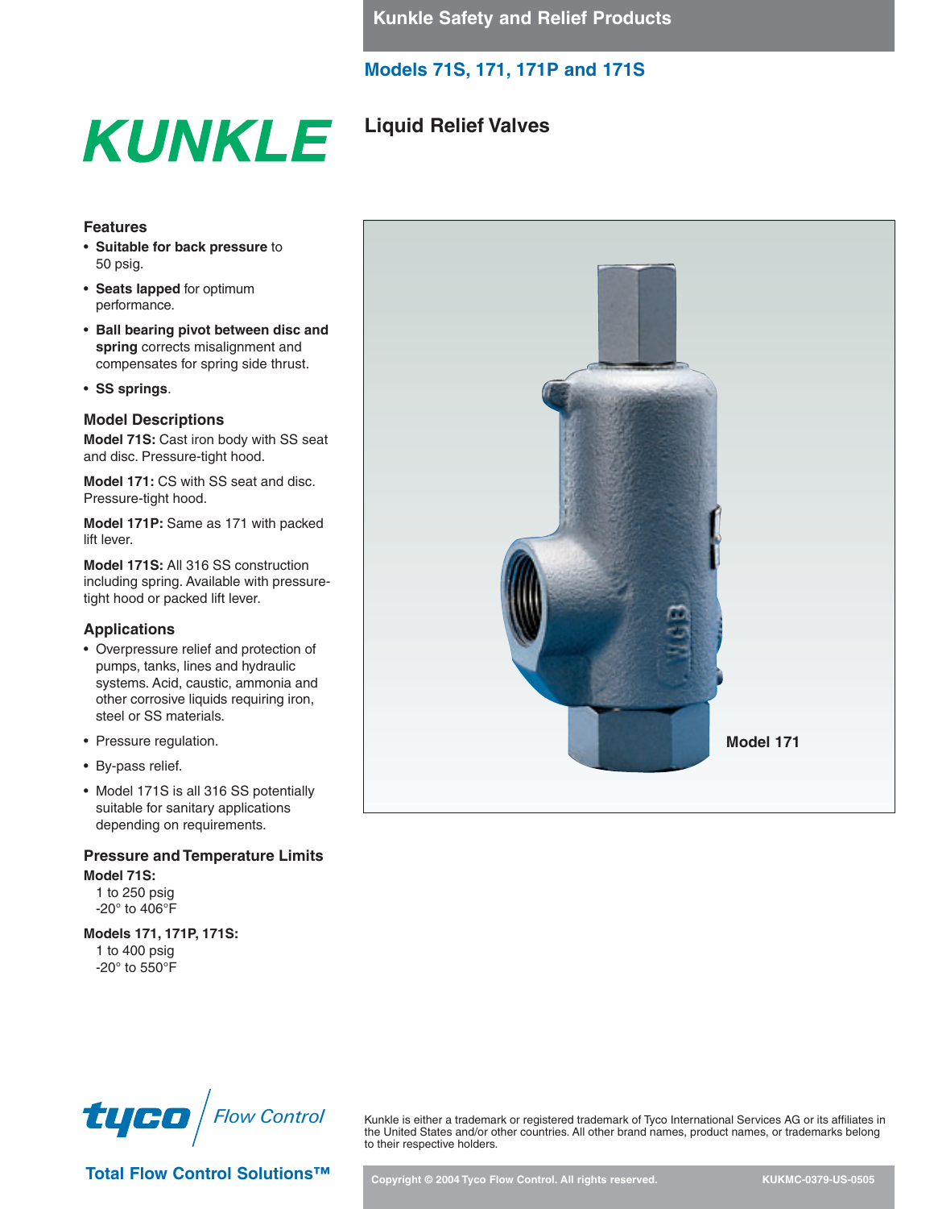Kunkle Safety and Relief Products

## Models 71S, 171, 171P and 171S

# KUNKLE

# Liquid Relief Valves

### Features

- **Suitable for back pressure** to 50 psig.
- **Seats lapped** for optimum performance.
- **Ball bearing pivot between disc and spring** corrects misalignment and compensates for spring side thrust.
- **SS springs**.

### Model Descriptions

**Model 71S:** Cast iron body with SS seat and disc. Pressure-tight hood.

**Model 171:** CS with SS seat and disc. Pressure-tight hood.

**Model 171P:** Same as 171 with packed lift lever.

**Model 171S:** All 316 SS construction including spring. Available with pressure-tight hood or packed lift lever.

### Applications

- Overpressure relief and protection of pumps, tanks, lines and hydraulic systems. Acid, caustic, ammonia and other corrosive liquids requiring iron, steel or SS materials.
- Pressure regulation.
- By-pass relief.
- Model 171S is all 316 SS potentially suitable for sanitary applications depending on requirements.

### Pressure and Temperature Limits

**Model 71S:**
1 to 250 psig
-20° to 406°F

**Models 171, 171P, 171S:**
1 to 400 psig
-20° to 550°F

Model 171

tyco Flow Control

**Total Flow Control Solutions™**

Kunkle is either a trademark or registered trademark of Tyco International Services AG or its affiliates in the United States and/or other countries. All other brand names, product names, or trademarks belong to their respective holders.

Copyright © 2004 Tyco Flow Control. All rights reserved. KUKMC-0379-US-0505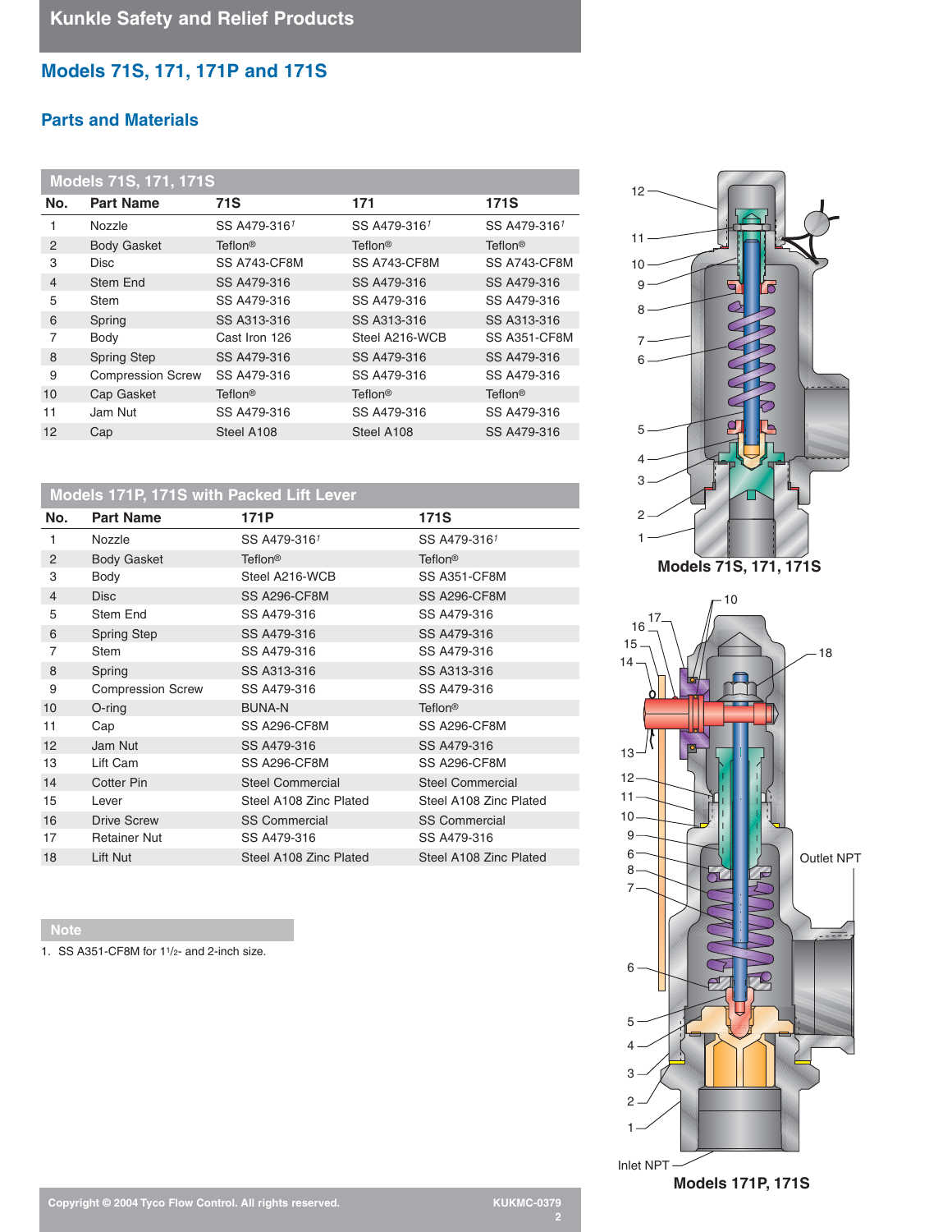## Models 71S, 171, 171P and 171S

### Parts and Materials

**Models 71S, 171, 171S**

| No. | Part Name | 71S | 171 | 171S |
|---|---|---|---|---|
| 1 | Nozzle | SS A479-316[1] | SS A479-316[1] | SS A479-316[1] |
| 2 | Body Gasket | Teflon® | Teflon® | Teflon® |
| 3 | Disc | SS A743-CF8M | SS A743-CF8M | SS A743-CF8M |
| 4 | Stem End | SS A479-316 | SS A479-316 | SS A479-316 |
| 5 | Stem | SS A479-316 | SS A479-316 | SS A479-316 |
| 6 | Spring | SS A313-316 | SS A313-316 | SS A313-316 |
| 7 | Body | Cast Iron 126 | Steel A216-WCB | SS A351-CF8M |
| 8 | Spring Step | SS A479-316 | SS A479-316 | SS A479-316 |
| 9 | Compression Screw | SS A479-316 | SS A479-316 | SS A479-316 |
| 10 | Cap Gasket | Teflon® | Teflon® | Teflon® |
| 11 | Jam Nut | SS A479-316 | SS A479-316 | SS A479-316 |
| 12 | Cap | Steel A108 | Steel A108 | SS A479-316 |

**Models 171P, 171S with Packed Lift Lever**

| No. | Part Name | 171P | 171S |
|---|---|---|---|
| 1 | Nozzle | SS A479-316[1] | SS A479-316[1] |
| 2 | Body Gasket | Teflon® | Teflon® |
| 3 | Body | Steel A216-WCB | SS A351-CF8M |
| 4 | Disc | SS A296-CF8M | SS A296-CF8M |
| 5 | Stem End | SS A479-316 | SS A479-316 |
| 6 | Spring Step | SS A479-316 | SS A479-316 |
| 7 | Stem | SS A479-316 | SS A479-316 |
| 8 | Spring | SS A313-316 | SS A313-316 |
| 9 | Compression Screw | SS A479-316 | SS A479-316 |
| 10 | O-ring | BUNA-N | Teflon® |
| 11 | Cap | SS A296-CF8M | SS A296-CF8M |
| 12 | Jam Nut | SS A479-316 | SS A479-316 |
| 13 | Lift Cam | SS A296-CF8M | SS A296-CF8M |
| 14 | Cotter Pin | Steel Commercial | Steel Commercial |
| 15 | Lever | Steel A108 Zinc Plated | Steel A108 Zinc Plated |
| 16 | Drive Screw | SS Commercial | SS Commercial |
| 17 | Retainer Nut | SS A479-316 | SS A479-316 |
| 18 | Lift Nut | Steel A108 Zinc Plated | Steel A108 Zinc Plated |

**Note**

1. SS A351-CF8M for 1 1/2- and 2-inch size.

Models 71S, 171, 171S

Outlet NPT

Inlet NPT

Models 171P, 171S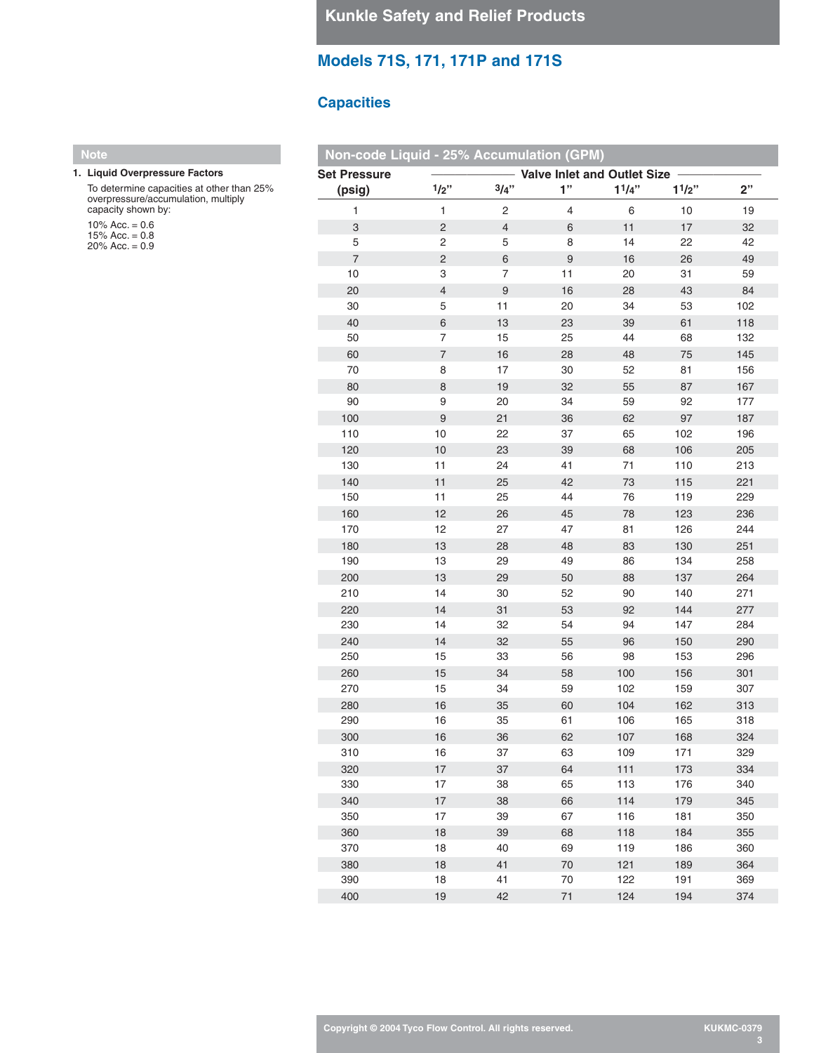## Models 71S, 171, 171P and 171S

### Capacities

**Note**

1. **Liquid Overpressure Factors**

   To determine capacities at other than 25% overpressure/accumulation, multiply capacity shown by:

   10% Acc. = 0.6
   15% Acc. = 0.8
   20% Acc. = 0.9

**Non-code Liquid - 25% Accumulation (GPM)**

| Set Pressure (psig) | Valve Inlet and Outlet Size | | | | | |
|---|---|---|---|---|---|---|
| | 1/2" | 3/4" | 1" | 1 1/4" | 1 1/2" | 2" |
| 1 | 1 | 2 | 4 | 6 | 10 | 19 |
| 3 | 2 | 4 | 6 | 11 | 17 | 32 |
| 5 | 2 | 5 | 8 | 14 | 22 | 42 |
| 7 | 2 | 6 | 9 | 16 | 26 | 49 |
| 10 | 3 | 7 | 11 | 20 | 31 | 59 |
| 20 | 4 | 9 | 16 | 28 | 43 | 84 |
| 30 | 5 | 11 | 20 | 34 | 53 | 102 |
| 40 | 6 | 13 | 23 | 39 | 61 | 118 |
| 50 | 7 | 15 | 25 | 44 | 68 | 132 |
| 60 | 7 | 16 | 28 | 48 | 75 | 145 |
| 70 | 8 | 17 | 30 | 52 | 81 | 156 |
| 80 | 8 | 19 | 32 | 55 | 87 | 167 |
| 90 | 9 | 20 | 34 | 59 | 92 | 177 |
| 100 | 9 | 21 | 36 | 62 | 97 | 187 |
| 110 | 10 | 22 | 37 | 65 | 102 | 196 |
| 120 | 10 | 23 | 39 | 68 | 106 | 205 |
| 130 | 11 | 24 | 41 | 71 | 110 | 213 |
| 140 | 11 | 25 | 42 | 73 | 115 | 221 |
| 150 | 11 | 25 | 44 | 76 | 119 | 229 |
| 160 | 12 | 26 | 45 | 78 | 123 | 236 |
| 170 | 12 | 27 | 47 | 81 | 126 | 244 |
| 180 | 13 | 28 | 48 | 83 | 130 | 251 |
| 190 | 13 | 29 | 49 | 86 | 134 | 258 |
| 200 | 13 | 29 | 50 | 88 | 137 | 264 |
| 210 | 14 | 30 | 52 | 90 | 140 | 271 |
| 220 | 14 | 31 | 53 | 92 | 144 | 277 |
| 230 | 14 | 32 | 54 | 94 | 147 | 284 |
| 240 | 14 | 32 | 55 | 96 | 150 | 290 |
| 250 | 15 | 33 | 56 | 98 | 153 | 296 |
| 260 | 15 | 34 | 58 | 100 | 156 | 301 |
| 270 | 15 | 34 | 59 | 102 | 159 | 307 |
| 280 | 16 | 35 | 60 | 104 | 162 | 313 |
| 290 | 16 | 35 | 61 | 106 | 165 | 318 |
| 300 | 16 | 36 | 62 | 107 | 168 | 324 |
| 310 | 16 | 37 | 63 | 109 | 171 | 329 |
| 320 | 17 | 37 | 64 | 111 | 173 | 334 |
| 330 | 17 | 38 | 65 | 113 | 176 | 340 |
| 340 | 17 | 38 | 66 | 114 | 179 | 345 |
| 350 | 17 | 39 | 67 | 116 | 181 | 350 |
| 360 | 18 | 39 | 68 | 118 | 184 | 355 |
| 370 | 18 | 40 | 69 | 119 | 186 | 360 |
| 380 | 18 | 41 | 70 | 121 | 189 | 364 |
| 390 | 18 | 41 | 70 | 122 | 191 | 369 |
| 400 | 19 | 42 | 71 | 124 | 194 | 374 |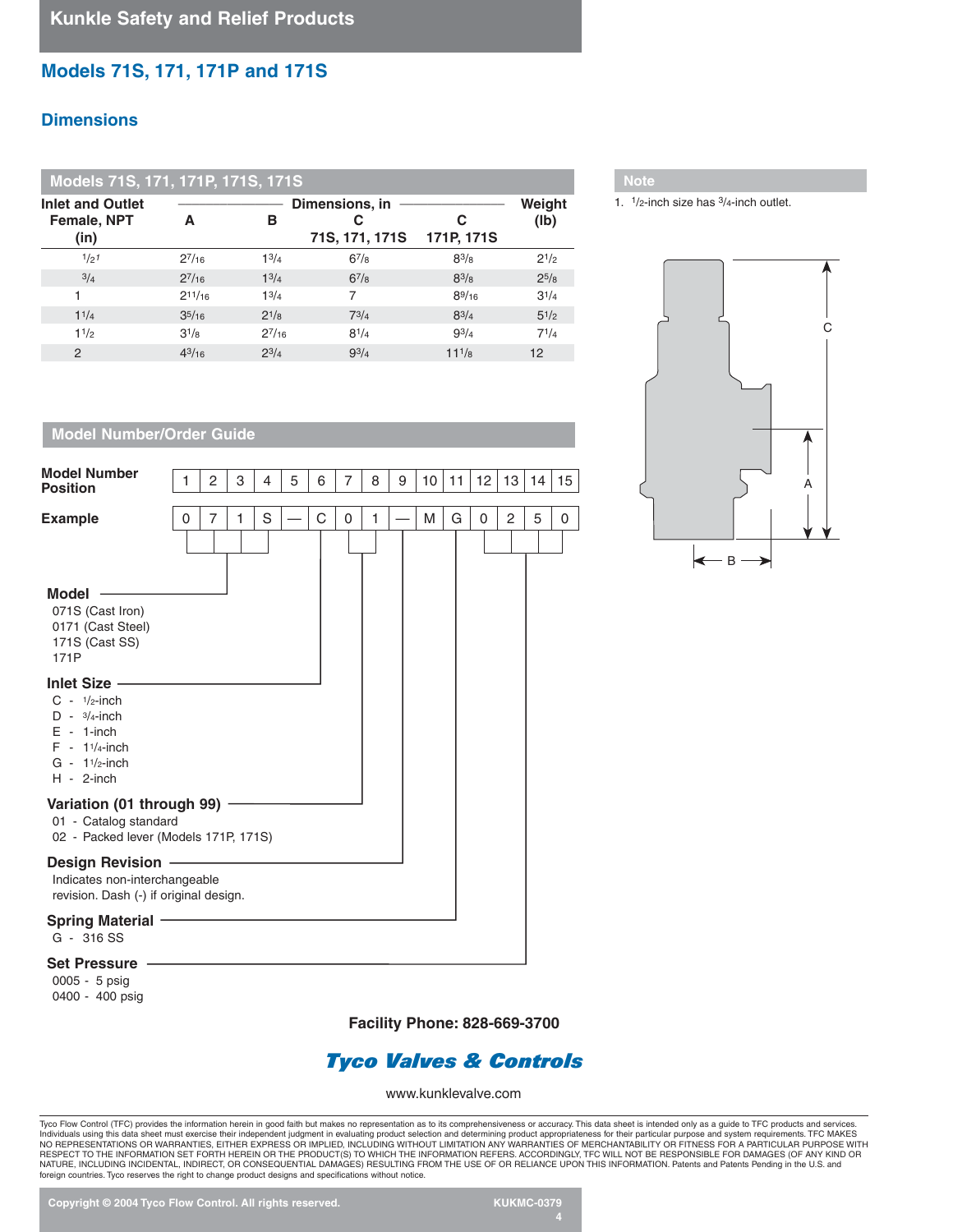## Models 71S, 171, 171P and 171S

### Dimensions

| Models 71S, 171, 171P, 171S, 171S | | | | | |
|---|---|---|---|---|---|
| Inlet and Outlet Female, NPT (in) | Dimensions, in A | B | C 71S, 171, 171S | C 171P, 171S | Weight (lb) |
| 1/2[1] | 2 7/16 | 1 3/4 | 6 7/8 | 8 3/8 | 2 1/2 |
| 3/4 | 2 7/16 | 1 3/4 | 6 7/8 | 8 3/8 | 2 5/8 |
| 1 | 2 11/16 | 1 3/4 | 7 | 8 9/16 | 3 1/4 |
| 1 1/4 | 3 5/16 | 2 1/8 | 7 3/4 | 8 3/4 | 5 1/2 |
| 1 1/2 | 3 1/8 | 2 7/16 | 8 1/4 | 9 3/4 | 7 1/4 |
| 2 | 4 3/16 | 2 3/4 | 9 3/4 | 11 1/8 | 12 |

**Note**

1. 1/2-inch size has 3/4-inch outlet.

C

A

B

### Model Number/Order Guide

| Model Number Position | 1 | 2 | 3 | 4 | 5 | 6 | 7 | 8 | 9 | 10 | 11 | 12 | 13 | 14 | 15 |
|---|---|---|---|---|---|---|---|---|---|---|---|---|---|---|---|
| Example | 0 | 7 | 1 | S | — | C | 0 | 1 | — | M | G | 0 | 2 | 5 | 0 |

**Model**
- 071S (Cast Iron)
- 0171 (Cast Steel)
- 171S (Cast SS)
- 171P

**Inlet Size**
- C - 1/2-inch
- D - 3/4-inch
- E - 1-inch
- F - 1 1/4-inch
- G - 1 1/2-inch
- H - 2-inch

**Variation (01 through 99)**
- 01 - Catalog standard
- 02 - Packed lever (Models 171P, 171S)

**Design Revision**

Indicates non-interchangeable revision. Dash (-) if original design.

**Spring Material**
- G - 316 SS

**Set Pressure**
- 0005 - 5 psig
- 0400 - 400 psig

**Facility Phone: 828-669-3700**

***Tyco Valves & Controls***

www.kunklevalve.com

Tyco Flow Control (TFC) provides the information herein in good faith but makes no representation as to its comprehensiveness or accuracy. This data sheet is intended only as a guide to TFC products and services. Individuals using this data sheet must exercise their independent judgment in evaluating product selection and determining product appropriateness for their particular purpose and system requirements. TFC MAKES NO REPRESENTATIONS OR WARRANTIES, EITHER EXPRESS OR IMPLIED, INCLUDING WITHOUT LIMITATION ANY WARRANTIES OF MERCHANTABILITY OR FITNESS FOR A PARTICULAR PURPOSE WITH RESPECT TO THE INFORMATION SET FORTH HEREIN OR THE PRODUCT(S) TO WHICH THE INFORMATION REFERS. ACCORDINGLY, TFC WILL NOT BE RESPONSIBLE FOR DAMAGES (OF ANY KIND OR NATURE, INCLUDING INCIDENTAL, INDIRECT, OR CONSEQUENTIAL DAMAGES) RESULTING FROM THE USE OF OR RELIANCE UPON THIS INFORMATION. Patents and Patents Pending in the U.S. and foreign countries. Tyco reserves the right to change product designs and specifications without notice.

Copyright © 2004 Tyco Flow Control. All rights reserved. KUKMC-0379